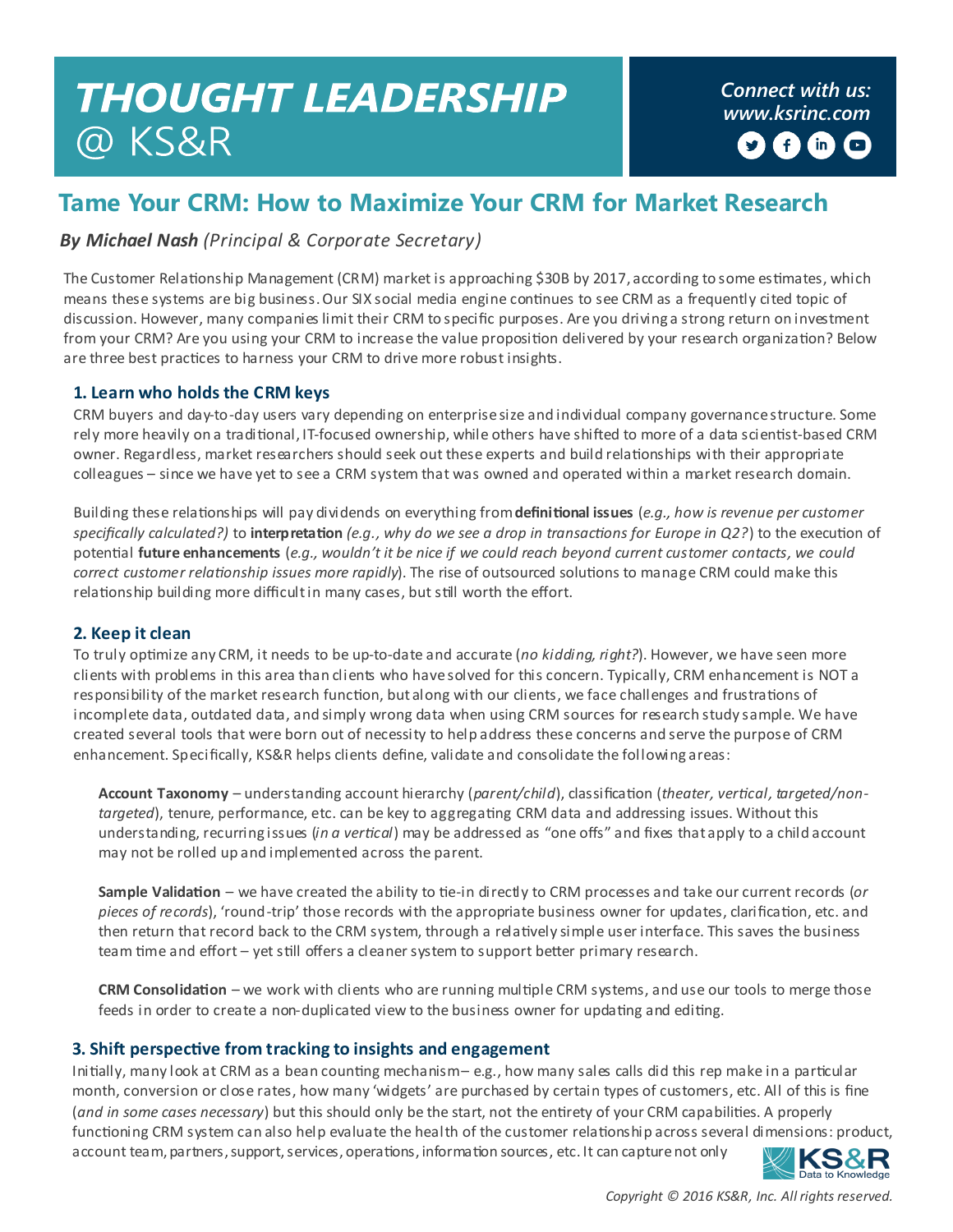# THOUGHT LEADERSHIP @ KS&R

*Connect with us: www.ksrinc.com*

## Tame Your CRM: How to Maximize Your CRM for Market Research

***By Michael Nash** (Principal & Corporate Secretary)*

The Customer Relationship Management (CRM) market is approaching $30B by 2017, according to some estimates, which means these systems are big business. Our SIX social media engine continues to see CRM as a frequently cited topic of discussion. However, many companies limit their CRM to specific purposes. Are you driving a strong return on investment from your CRM? Are you using your CRM to increase the value proposition delivered by your research organization? Below are three best practices to harness your CRM to drive more robust insights.

### 1. Learn who holds the CRM keys

CRM buyers and day-to-day users vary depending on enterprise size and individual company governance structure. Some rely more heavily on a traditional, IT-focused ownership, while others have shifted to more of a data scientist-based CRM owner. Regardless, market researchers should seek out these experts and build relationships with their appropriate colleagues – since we have yet to see a CRM system that was owned and operated within a market research domain.

Building these relationships will pay dividends on everything from **definitional issues** (*e.g., how is revenue per customer specifically calculated?*) to **interpretation** *(e.g., why do we see a drop in transactions for Europe in Q2?*) to the execution of potential **future enhancements** (*e.g., wouldn't it be nice if we could reach beyond current customer contacts, we could correct customer relationship issues more rapidly*). The rise of outsourced solutions to manage CRM could make this relationship building more difficult in many cases, but still worth the effort.

### 2. Keep it clean

To truly optimize any CRM, it needs to be up-to-date and accurate (*no kidding, right?*). However, we have seen more clients with problems in this area than clients who have solved for this concern. Typically, CRM enhancement is NOT a responsibility of the market research function, but along with our clients, we face challenges and frustrations of incomplete data, outdated data, and simply wrong data when using CRM sources for research study sample. We have created several tools that were born out of necessity to help address these concerns and serve the purpose of CRM enhancement. Specifically, KS&R helps clients define, validate and consolidate the following areas:

**Account Taxonomy** – understanding account hierarchy (*parent/child*), classification (*theater, vertical, targeted/non-targeted*), tenure, performance, etc. can be key to aggregating CRM data and addressing issues. Without this understanding, recurring issues (*in a vertical*) may be addressed as "one offs" and fixes that apply to a child account may not be rolled up and implemented across the parent.

**Sample Validation** – we have created the ability to tie-in directly to CRM processes and take our current records (*or pieces of records*), 'round-trip' those records with the appropriate business owner for updates, clarification, etc. and then return that record back to the CRM system, through a relatively simple user interface. This saves the business team time and effort – yet still offers a cleaner system to support better primary research.

**CRM Consolidation** – we work with clients who are running multiple CRM systems, and use our tools to merge those feeds in order to create a non-duplicated view to the business owner for updating and editing.

### 3. Shift perspective from tracking to insights and engagement

Initially, many look at CRM as a bean counting mechanism – e.g., how many sales calls did this rep make in a particular month, conversion or close rates, how many 'widgets' are purchased by certain types of customers, etc. All of this is fine (*and in some cases necessary*) but this should only be the start, not the entirety of your CRM capabilities. A properly functioning CRM system can also help evaluate the health of the customer relationship across several dimensions: product, account team, partners, support, services, operations, information sources, etc. It can capture not only

Copyright © 2016 KS&R, Inc. All rights reserved.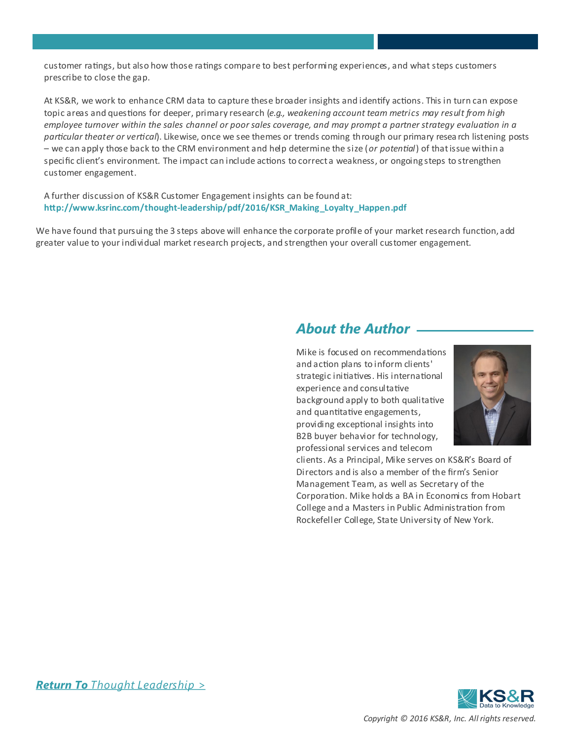customer ratings, but also how those ratings compare to best performing experiences, and what steps customers prescribe to close the gap.

At KS&R, we work to enhance CRM data to capture these broader insights and identify actions. This in turn can expose topic areas and questions for deeper, primary research (*e.g., weakening account team metrics may result from high employee turnover within the sales channel or poor sales coverage, and may prompt a partner strategy evaluation in a particular theater or vertical*). Likewise, once we see themes or trends coming through our primary research listening posts – we can apply those back to the CRM environment and help determine the size (*or potential*) of that issue within a specific client's environment. The impact can include actions to correct a weakness, or ongoing steps to strengthen customer engagement.

A further discussion of KS&R Customer Engagement insights can be found at:
**http://www.ksrinc.com/thought-leadership/pdf/2016/KSR_Making_Loyalty_Happen.pdf**

We have found that pursuing the 3 steps above will enhance the corporate profile of your market research function, add greater value to your individual market research projects, and strengthen your overall customer engagement.

## *About the Author*

Mike is focused on recommendations and action plans to inform clients' strategic initiatives. His international experience and consultative background apply to both qualitative and quantitative engagements, providing exceptional insights into B2B buyer behavior for technology, professional services and telecom clients. As a Principal, Mike serves on KS&R's Board of Directors and is also a member of the firm's Senior Management Team, as well as Secretary of the Corporation. Mike holds a BA in Economics from Hobart College and a Masters in Public Administration from Rockefeller College, State University of New York.

***Return To** Thought Leadership >*

KS&R Data to Knowledge

*Copyright © 2016 KS&R, Inc. All rights reserved.*